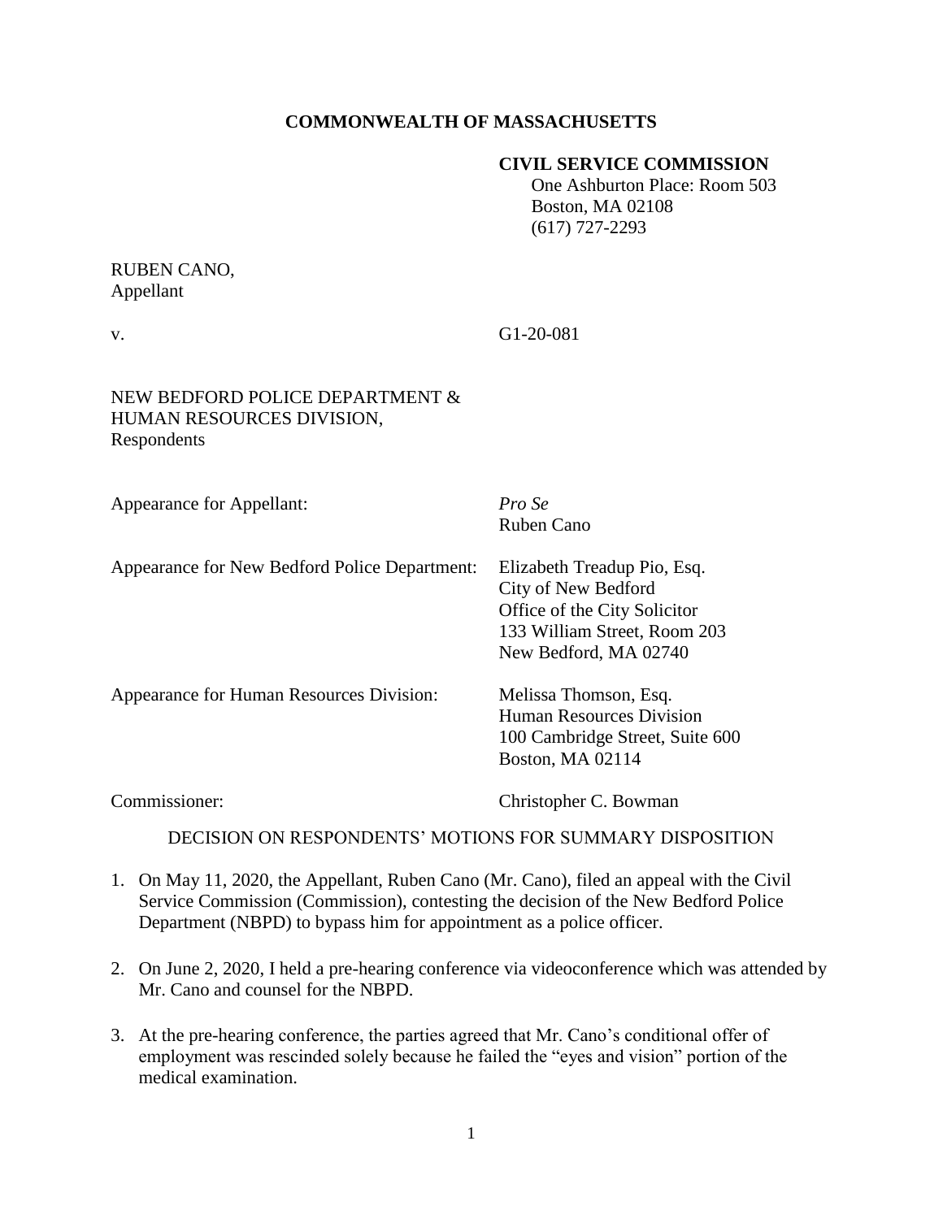**COMMONWEALTH OF MASSACHUSETTS**

**CIVIL SERVICE COMMISSION**
One Ashburton Place: Room 503
Boston, MA 02108
(617) 727-2293

RUBEN CANO,
Appellant

v. G1-20-081

NEW BEDFORD POLICE DEPARTMENT &
HUMAN RESOURCES DIVISION,
Respondents

| | |
|---|---|
| Appearance for Appellant: | *Pro Se*<br>Ruben Cano |
| Appearance for New Bedford Police Department: | Elizabeth Treadup Pio, Esq.<br>City of New Bedford<br>Office of the City Solicitor<br>133 William Street, Room 203<br>New Bedford, MA 02740 |
| Appearance for Human Resources Division: | Melissa Thomson, Esq.<br>Human Resources Division<br>100 Cambridge Street, Suite 600<br>Boston, MA 02114 |
| Commissioner: | Christopher C. Bowman |

DECISION ON RESPONDENTS' MOTIONS FOR SUMMARY DISPOSITION

1. On May 11, 2020, the Appellant, Ruben Cano (Mr. Cano), filed an appeal with the Civil Service Commission (Commission), contesting the decision of the New Bedford Police Department (NBPD) to bypass him for appointment as a police officer.

2. On June 2, 2020, I held a pre-hearing conference via videoconference which was attended by Mr. Cano and counsel for the NBPD.

3. At the pre-hearing conference, the parties agreed that Mr. Cano's conditional offer of employment was rescinded solely because he failed the "eyes and vision" portion of the medical examination.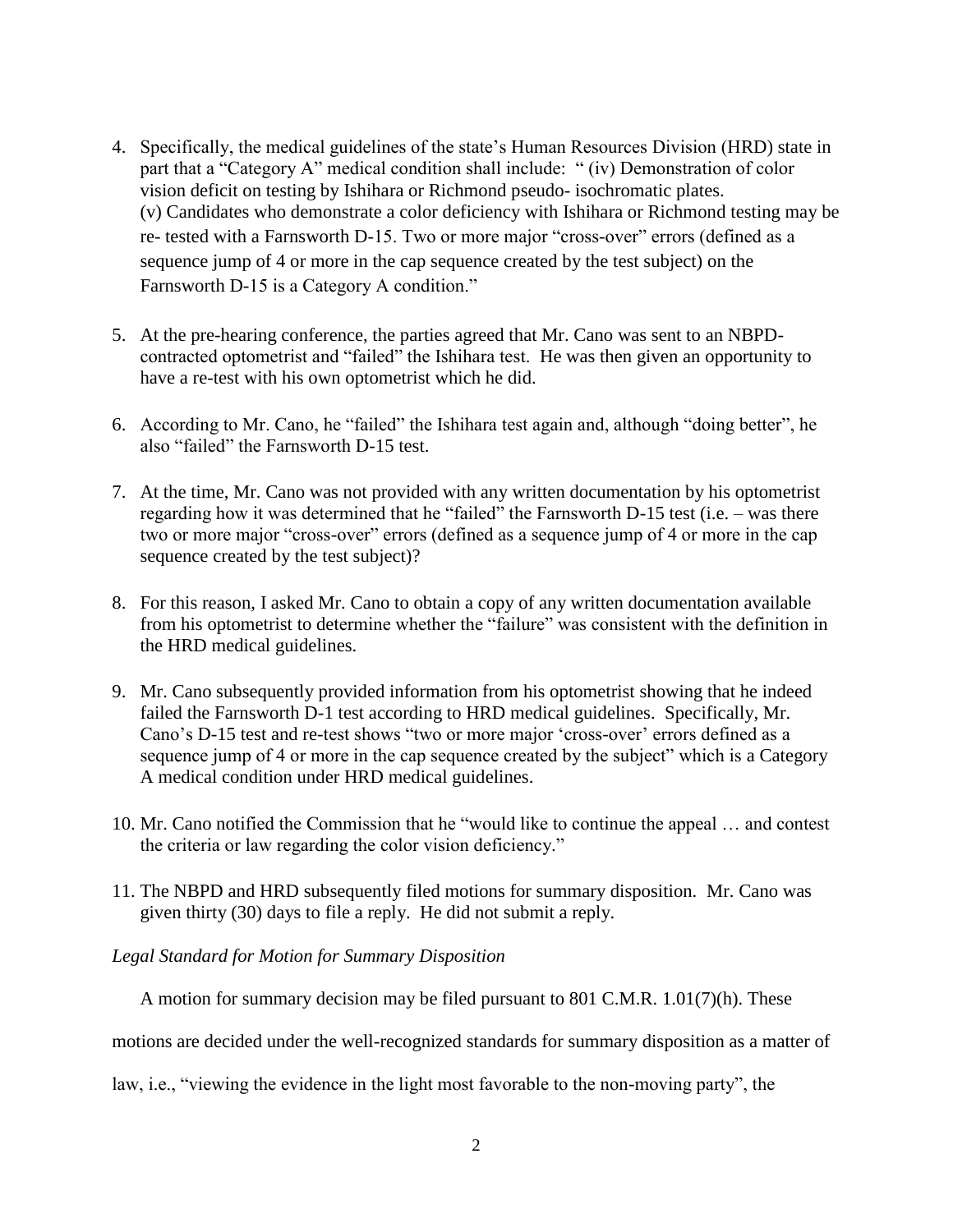4. Specifically, the medical guidelines of the state's Human Resources Division (HRD) state in part that a "Category A" medical condition shall include: " (iv) Demonstration of color vision deficit on testing by Ishihara or Richmond pseudo- isochromatic plates.
   (v) Candidates who demonstrate a color deficiency with Ishihara or Richmond testing may be re- tested with a Farnsworth D-15. Two or more major "cross-over" errors (defined as a sequence jump of 4 or more in the cap sequence created by the test subject) on the Farnsworth D-15 is a Category A condition."

5. At the pre-hearing conference, the parties agreed that Mr. Cano was sent to an NBPD-contracted optometrist and "failed" the Ishihara test. He was then given an opportunity to have a re-test with his own optometrist which he did.

6. According to Mr. Cano, he "failed" the Ishihara test again and, although "doing better", he also "failed" the Farnsworth D-15 test.

7. At the time, Mr. Cano was not provided with any written documentation by his optometrist regarding how it was determined that he "failed" the Farnsworth D-15 test (i.e. – was there two or more major "cross-over" errors (defined as a sequence jump of 4 or more in the cap sequence created by the test subject)?

8. For this reason, I asked Mr. Cano to obtain a copy of any written documentation available from his optometrist to determine whether the "failure" was consistent with the definition in the HRD medical guidelines.

9. Mr. Cano subsequently provided information from his optometrist showing that he indeed failed the Farnsworth D-1 test according to HRD medical guidelines. Specifically, Mr. Cano's D-15 test and re-test shows "two or more major 'cross-over' errors defined as a sequence jump of 4 or more in the cap sequence created by the subject" which is a Category A medical condition under HRD medical guidelines.

10. Mr. Cano notified the Commission that he "would like to continue the appeal … and contest the criteria or law regarding the color vision deficiency."

11. The NBPD and HRD subsequently filed motions for summary disposition. Mr. Cano was given thirty (30) days to file a reply. He did not submit a reply.

*Legal Standard for Motion for Summary Disposition*

A motion for summary decision may be filed pursuant to 801 C.M.R. 1.01(7)(h). These motions are decided under the well-recognized standards for summary disposition as a matter of law, i.e., "viewing the evidence in the light most favorable to the non-moving party", the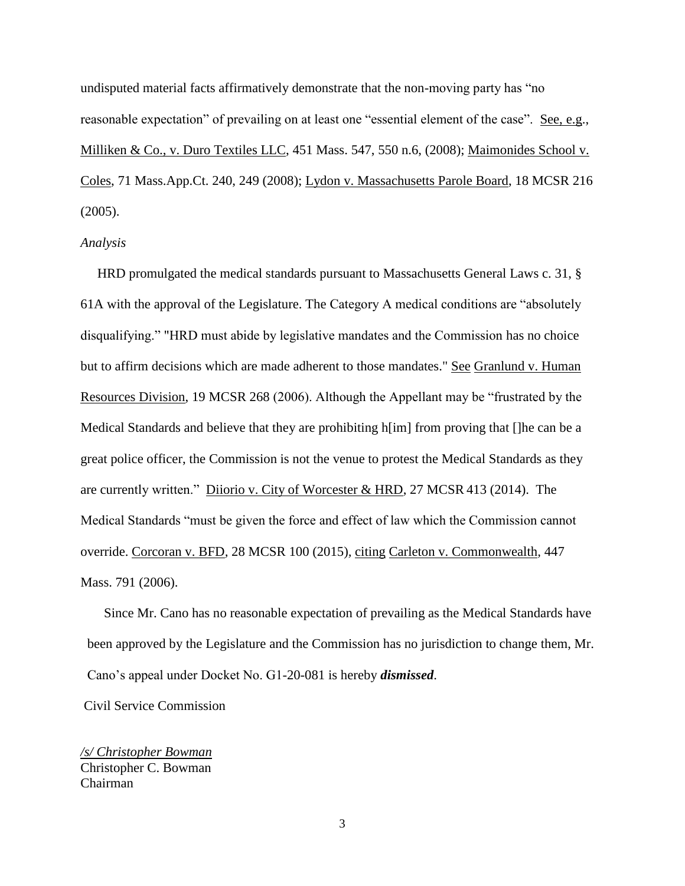undisputed material facts affirmatively demonstrate that the non-moving party has "no reasonable expectation" of prevailing on at least one "essential element of the case". See, e.g., Milliken & Co., v. Duro Textiles LLC, 451 Mass. 547, 550 n.6, (2008); Maimonides School v. Coles, 71 Mass.App.Ct. 240, 249 (2008); Lydon v. Massachusetts Parole Board, 18 MCSR 216 (2005).

*Analysis*

HRD promulgated the medical standards pursuant to Massachusetts General Laws c. 31, § 61A with the approval of the Legislature. The Category A medical conditions are "absolutely disqualifying." "HRD must abide by legislative mandates and the Commission has no choice but to affirm decisions which are made adherent to those mandates." See Granlund v. Human Resources Division, 19 MCSR 268 (2006). Although the Appellant may be "frustrated by the Medical Standards and believe that they are prohibiting h[im] from proving that []he can be a great police officer, the Commission is not the venue to protest the Medical Standards as they are currently written." Diiorio v. City of Worcester & HRD, 27 MCSR 413 (2014). The Medical Standards "must be given the force and effect of law which the Commission cannot override. Corcoran v. BFD, 28 MCSR 100 (2015), citing Carleton v. Commonwealth, 447 Mass. 791 (2006).

Since Mr. Cano has no reasonable expectation of prevailing as the Medical Standards have been approved by the Legislature and the Commission has no jurisdiction to change them, Mr. Cano's appeal under Docket No. G1-20-081 is hereby ***dismissed***.

Civil Service Commission

*/s/ Christopher Bowman*
Christopher C. Bowman
Chairman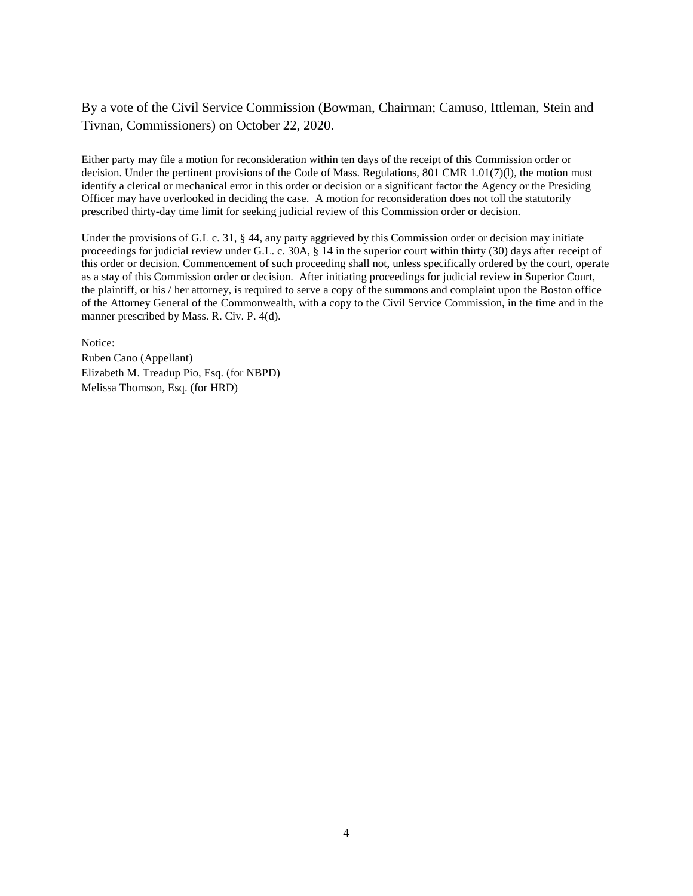By a vote of the Civil Service Commission (Bowman, Chairman; Camuso, Ittleman, Stein and Tivnan, Commissioners) on October 22, 2020.

Either party may file a motion for reconsideration within ten days of the receipt of this Commission order or decision. Under the pertinent provisions of the Code of Mass. Regulations, 801 CMR 1.01(7)(l), the motion must identify a clerical or mechanical error in this order or decision or a significant factor the Agency or the Presiding Officer may have overlooked in deciding the case. A motion for reconsideration <u>does not</u> toll the statutorily prescribed thirty-day time limit for seeking judicial review of this Commission order or decision.

Under the provisions of G.L c. 31, § 44, any party aggrieved by this Commission order or decision may initiate proceedings for judicial review under G.L. c. 30A, § 14 in the superior court within thirty (30) days after receipt of this order or decision. Commencement of such proceeding shall not, unless specifically ordered by the court, operate as a stay of this Commission order or decision. After initiating proceedings for judicial review in Superior Court, the plaintiff, or his / her attorney, is required to serve a copy of the summons and complaint upon the Boston office of the Attorney General of the Commonwealth, with a copy to the Civil Service Commission, in the time and in the manner prescribed by Mass. R. Civ. P. 4(d).

Notice:
Ruben Cano (Appellant)
Elizabeth M. Treadup Pio, Esq. (for NBPD)
Melissa Thomson, Esq. (for HRD)